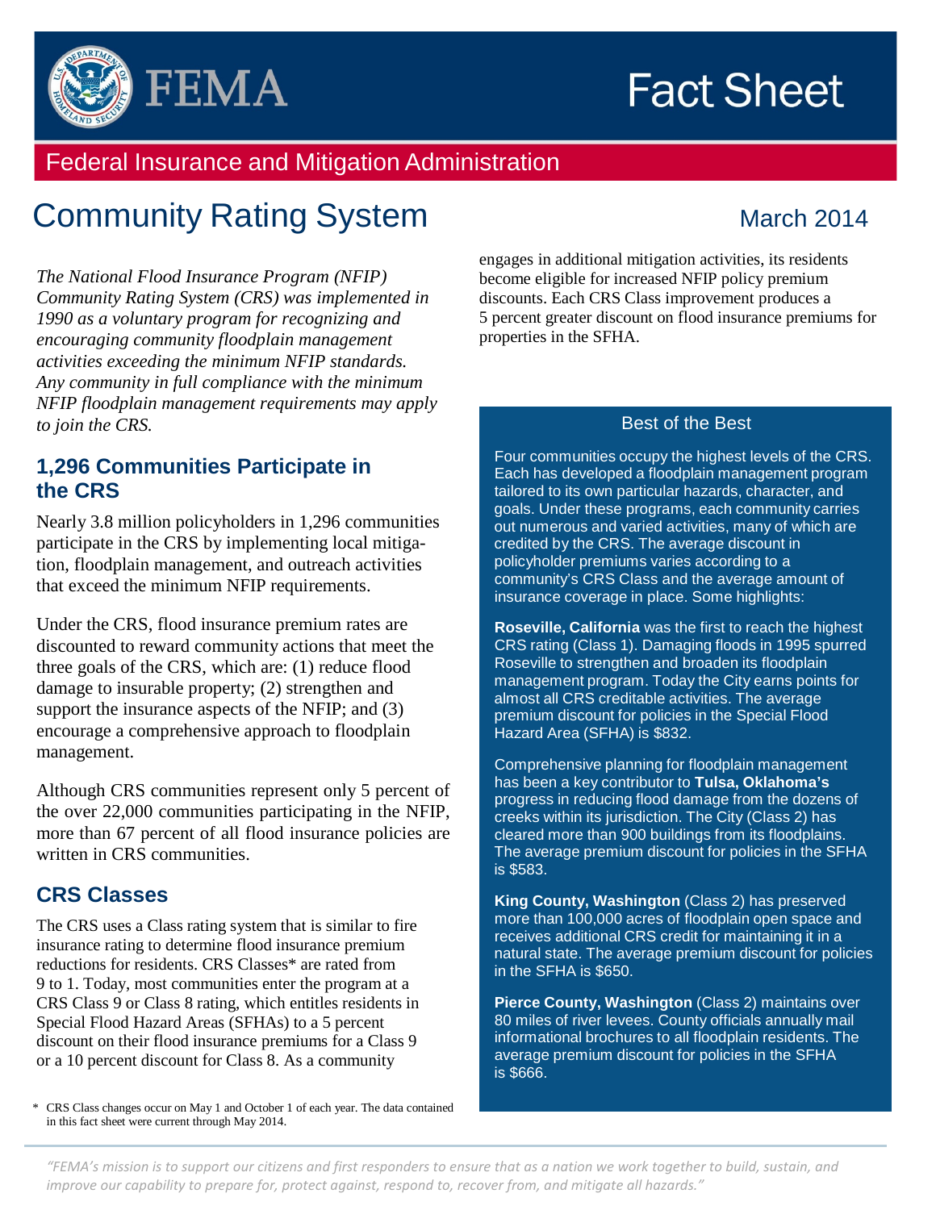# Fact Sheet

## Federal Insurance and Mitigation Administration

# Community Rating System

March 2014

*The National Flood Insurance Program (NFIP) Community Rating System (CRS) was implemented in 1990 as a voluntary program for recognizing and encouraging community floodplain management activities exceeding the minimum NFIP standards. Any community in full compliance with the minimum NFIP floodplain management requirements may apply to join the CRS.*

## 1,296 Communities Participate in the CRS

Nearly 3.8 million policyholders in 1,296 communities participate in the CRS by implementing local mitigation, floodplain management, and outreach activities that exceed the minimum NFIP requirements.

Under the CRS, flood insurance premium rates are discounted to reward community actions that meet the three goals of the CRS, which are: (1) reduce flood damage to insurable property; (2) strengthen and support the insurance aspects of the NFIP; and (3) encourage a comprehensive approach to floodplain management.

Although CRS communities represent only 5 percent of the over 22,000 communities participating in the NFIP, more than 67 percent of all flood insurance policies are written in CRS communities.

## CRS Classes

The CRS uses a Class rating system that is similar to fire insurance rating to determine flood insurance premium reductions for residents. CRS Classes* are rated from 9 to 1. Today, most communities enter the program at a CRS Class 9 or Class 8 rating, which entitles residents in Special Flood Hazard Areas (SFHAs) to a 5 percent discount on their flood insurance premiums for a Class 9 or a 10 percent discount for Class 8. As a community engages in additional mitigation activities, its residents become eligible for increased NFIP policy premium discounts. Each CRS Class improvement produces a 5 percent greater discount on flood insurance premiums for properties in the SFHA.

\* CRS Class changes occur on May 1 and October 1 of each year. The data contained in this fact sheet were current through May 2014.

### Best of the Best

Four communities occupy the highest levels of the CRS. Each has developed a floodplain management program tailored to its own particular hazards, character, and goals. Under these programs, each community carries out numerous and varied activities, many of which are credited by the CRS. The average discount in policyholder premiums varies according to a community's CRS Class and the average amount of insurance coverage in place. Some highlights:

**Roseville, California** was the first to reach the highest CRS rating (Class 1). Damaging floods in 1995 spurred Roseville to strengthen and broaden its floodplain management program. Today the City earns points for almost all CRS creditable activities. The average premium discount for policies in the Special Flood Hazard Area (SFHA) is $832.

Comprehensive planning for floodplain management has been a key contributor to **Tulsa, Oklahoma's** progress in reducing flood damage from the dozens of creeks within its jurisdiction. The City (Class 2) has cleared more than 900 buildings from its floodplains. The average premium discount for policies in the SFHA is $583.

**King County, Washington** (Class 2) has preserved more than 100,000 acres of floodplain open space and receives additional CRS credit for maintaining it in a natural state. The average premium discount for policies in the SFHA is $650.

**Pierce County, Washington** (Class 2) maintains over 80 miles of river levees. County officials annually mail informational brochures to all floodplain residents. The average premium discount for policies in the SFHA is $666.

*"FEMA's mission is to support our citizens and first responders to ensure that as a nation we work together to build, sustain, and improve our capability to prepare for, protect against, respond to, recover from, and mitigate all hazards."*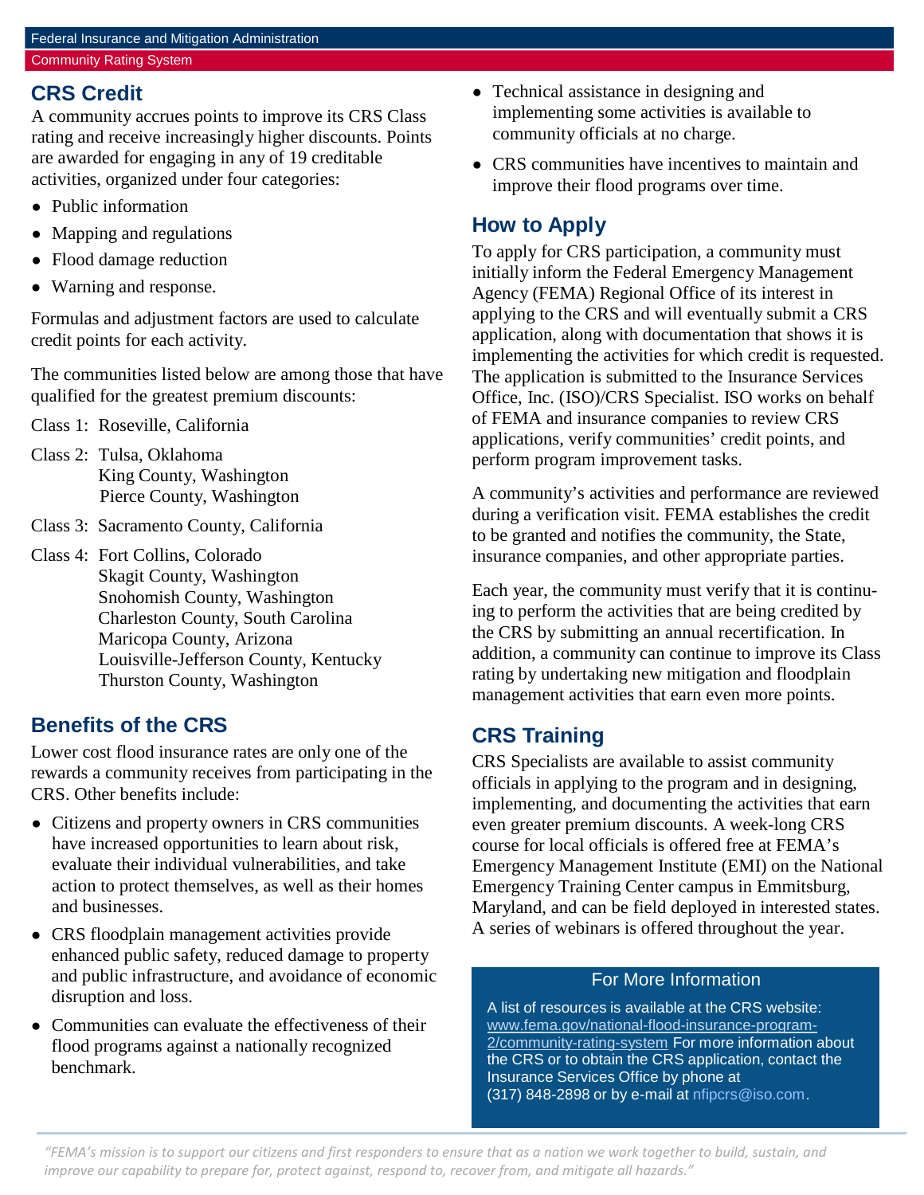## CRS Credit

A community accrues points to improve its CRS Class rating and receive increasingly higher discounts. Points are awarded for engaging in any of 19 creditable activities, organized under four categories:

- Public information
- Mapping and regulations
- Flood damage reduction
- Warning and response.

Formulas and adjustment factors are used to calculate credit points for each activity.

The communities listed below are among those that have qualified for the greatest premium discounts:

Class 1: Roseville, California

Class 2: Tulsa, Oklahoma
King County, Washington
Pierce County, Washington

Class 3: Sacramento County, California

Class 4: Fort Collins, Colorado
Skagit County, Washington
Snohomish County, Washington
Charleston County, South Carolina
Maricopa County, Arizona
Louisville-Jefferson County, Kentucky
Thurston County, Washington

## Benefits of the CRS

Lower cost flood insurance rates are only one of the rewards a community receives from participating in the CRS. Other benefits include:

- Citizens and property owners in CRS communities have increased opportunities to learn about risk, evaluate their individual vulnerabilities, and take action to protect themselves, as well as their homes and businesses.
- CRS floodplain management activities provide enhanced public safety, reduced damage to property and public infrastructure, and avoidance of economic disruption and loss.
- Communities can evaluate the effectiveness of their flood programs against a nationally recognized benchmark.
- Technical assistance in designing and implementing some activities is available to community officials at no charge.
- CRS communities have incentives to maintain and improve their flood programs over time.

## How to Apply

To apply for CRS participation, a community must initially inform the Federal Emergency Management Agency (FEMA) Regional Office of its interest in applying to the CRS and will eventually submit a CRS application, along with documentation that shows it is implementing the activities for which credit is requested. The application is submitted to the Insurance Services Office, Inc. (ISO)/CRS Specialist. ISO works on behalf of FEMA and insurance companies to review CRS applications, verify communities' credit points, and perform program improvement tasks.

A community's activities and performance are reviewed during a verification visit. FEMA establishes the credit to be granted and notifies the community, the State, insurance companies, and other appropriate parties.

Each year, the community must verify that it is continuing to perform the activities that are being credited by the CRS by submitting an annual recertification. In addition, a community can continue to improve its Class rating by undertaking new mitigation and floodplain management activities that earn even more points.

## CRS Training

CRS Specialists are available to assist community officials in applying to the program and in designing, implementing, and documenting the activities that earn even greater premium discounts. A week-long CRS course for local officials is offered free at FEMA's Emergency Management Institute (EMI) on the National Emergency Training Center campus in Emmitsburg, Maryland, and can be field deployed in interested states. A series of webinars is offered throughout the year.

### For More Information

A list of resources is available at the CRS website: www.fema.gov/national-flood-insurance-program-2/community-rating-system For more information about the CRS or to obtain the CRS application, contact the Insurance Services Office by phone at (317) 848-2898 or by e-mail at nfipcrs@iso.com.

*"FEMA's mission is to support our citizens and first responders to ensure that as a nation we work together to build, sustain, and improve our capability to prepare for, protect against, respond to, recover from, and mitigate all hazards."*